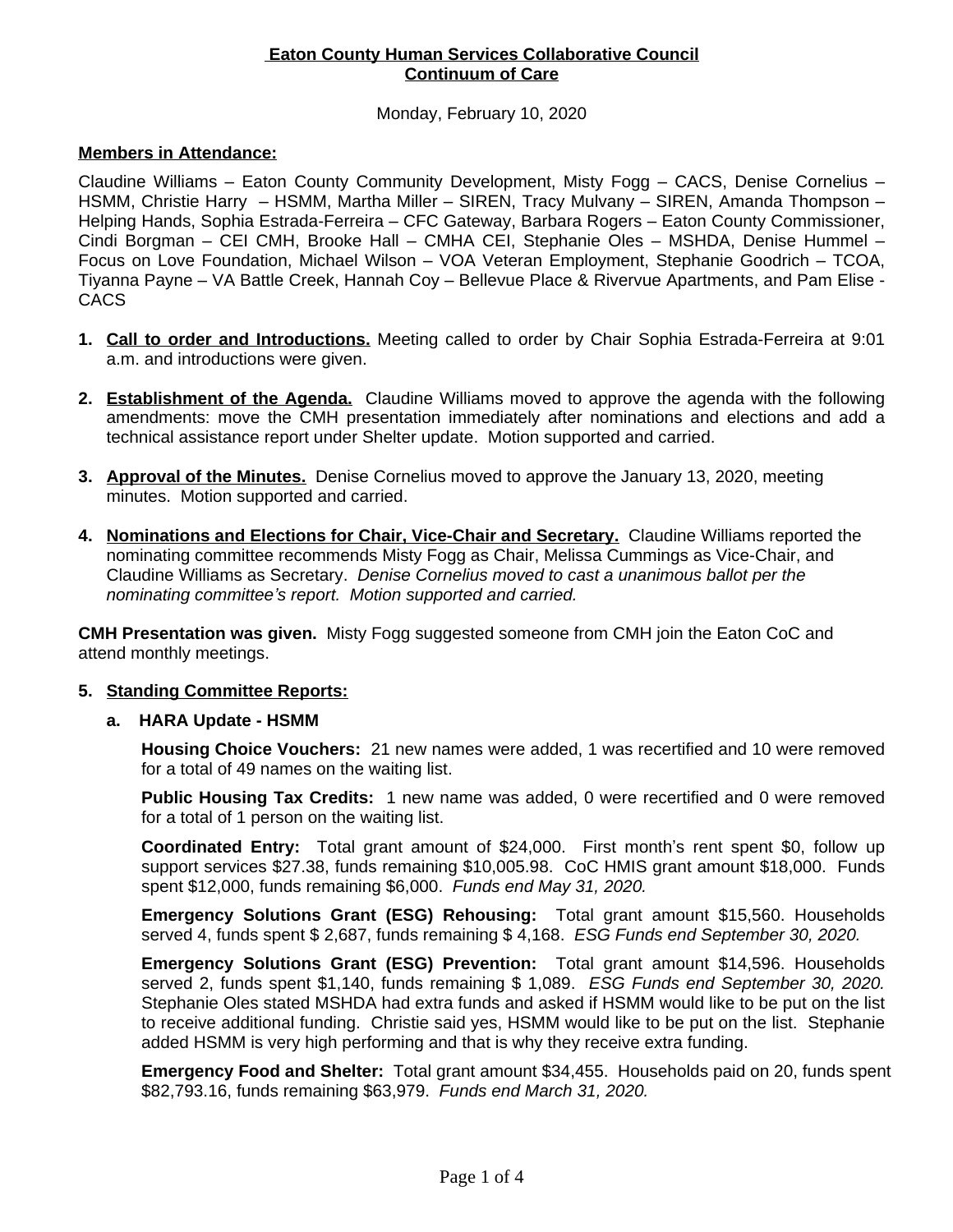**Eaton County Human Services Collaborative Council**
**Continuum of Care**

Monday, February 10, 2020

**Members in Attendance:**

Claudine Williams – Eaton County Community Development, Misty Fogg – CACS, Denise Cornelius – HSMM, Christie Harry – HSMM, Martha Miller – SIREN, Tracy Mulvany – SIREN, Amanda Thompson – Helping Hands, Sophia Estrada-Ferreira – CFC Gateway, Barbara Rogers – Eaton County Commissioner, Cindi Borgman – CEI CMH, Brooke Hall – CMHA CEI, Stephanie Oles – MSHDA, Denise Hummel – Focus on Love Foundation, Michael Wilson – VOA Veteran Employment, Stephanie Goodrich – TCOA, Tiyanna Payne – VA Battle Creek, Hannah Coy – Bellevue Place & Rivervue Apartments, and Pam Elise - CACS

1. **Call to order and Introductions.** Meeting called to order by Chair Sophia Estrada-Ferreira at 9:01 a.m. and introductions were given.

2. **Establishment of the Agenda.** Claudine Williams moved to approve the agenda with the following amendments: move the CMH presentation immediately after nominations and elections and add a technical assistance report under Shelter update. Motion supported and carried.

3. **Approval of the Minutes.** Denise Cornelius moved to approve the January 13, 2020, meeting minutes. Motion supported and carried.

4. **Nominations and Elections for Chair, Vice-Chair and Secretary.** Claudine Williams reported the nominating committee recommends Misty Fogg as Chair, Melissa Cummings as Vice-Chair, and Claudine Williams as Secretary. *Denise Cornelius moved to cast a unanimous ballot per the nominating committee's report. Motion supported and carried.*

**CMH Presentation was given.** Misty Fogg suggested someone from CMH join the Eaton CoC and attend monthly meetings.

5. **Standing Committee Reports:**

   a. **HARA Update - HSMM**

   **Housing Choice Vouchers:** 21 new names were added, 1 was recertified and 10 were removed for a total of 49 names on the waiting list.

   **Public Housing Tax Credits:** 1 new name was added, 0 were recertified and 0 were removed for a total of 1 person on the waiting list.

   **Coordinated Entry:** Total grant amount of $24,000. First month's rent spent $0, follow up support services $27.38, funds remaining $10,005.98. CoC HMIS grant amount $18,000. Funds spent $12,000, funds remaining $6,000. *Funds end May 31, 2020.*

   **Emergency Solutions Grant (ESG) Rehousing:** Total grant amount $15,560. Households served 4, funds spent $ 2,687, funds remaining $ 4,168. *ESG Funds end September 30, 2020.*

   **Emergency Solutions Grant (ESG) Prevention:** Total grant amount $14,596. Households served 2, funds spent $1,140, funds remaining $ 1,089. *ESG Funds end September 30, 2020.* Stephanie Oles stated MSHDA had extra funds and asked if HSMM would like to be put on the list to receive additional funding. Christie said yes, HSMM would like to be put on the list. Stephanie added HSMM is very high performing and that is why they receive extra funding.

   **Emergency Food and Shelter:** Total grant amount $34,455. Households paid on 20, funds spent $82,793.16, funds remaining $63,979. *Funds end March 31, 2020.*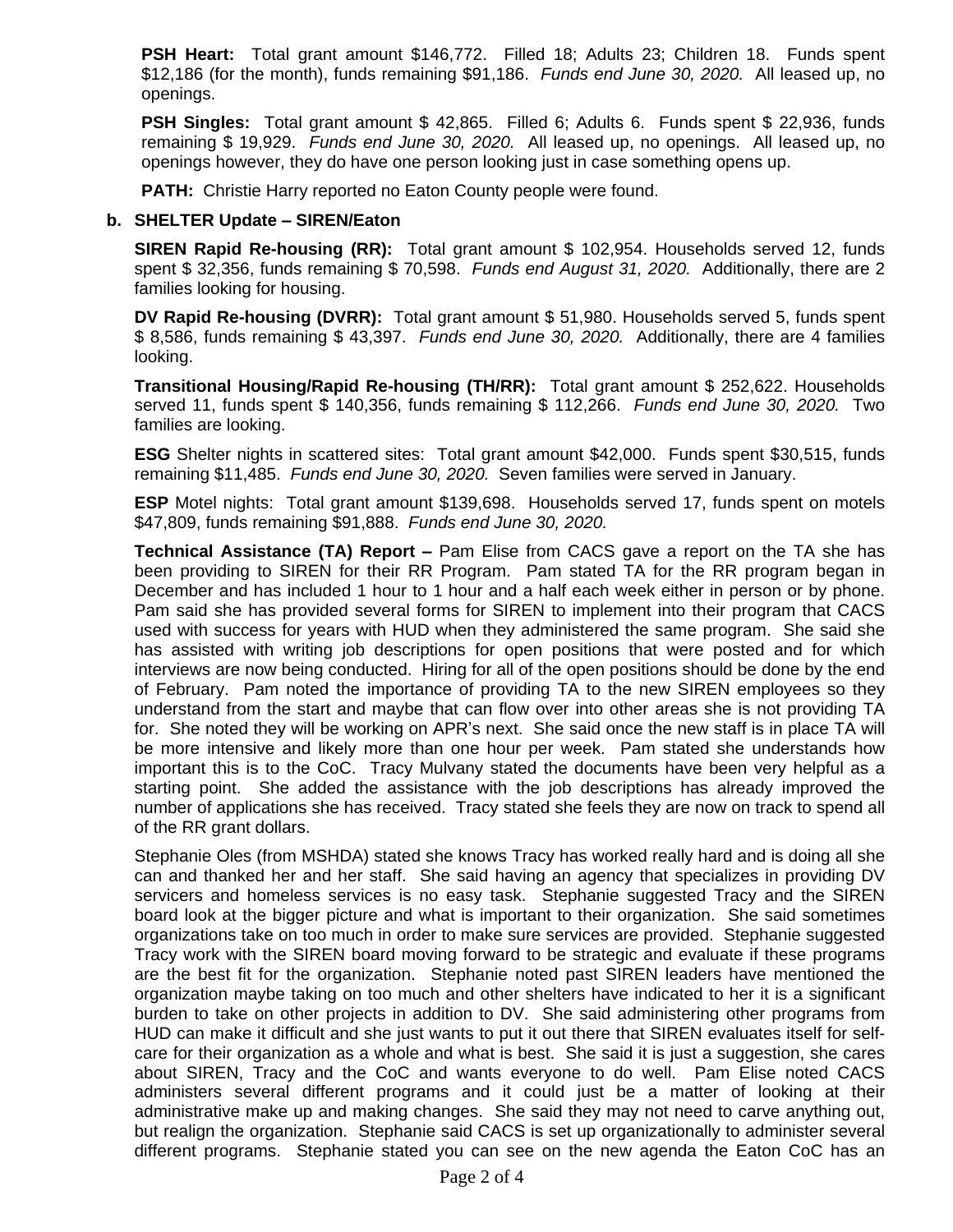**PSH Heart:** Total grant amount $146,772. Filled 18; Adults 23; Children 18. Funds spent $12,186 (for the month), funds remaining $91,186. *Funds end June 30, 2020.* All leased up, no openings.

**PSH Singles:** Total grant amount $ 42,865. Filled 6; Adults 6. Funds spent $ 22,936, funds remaining $ 19,929. *Funds end June 30, 2020.* All leased up, no openings. All leased up, no openings however, they do have one person looking just in case something opens up.

**PATH:** Christie Harry reported no Eaton County people were found.

**b. SHELTER Update – SIREN/Eaton**

**SIREN Rapid Re-housing (RR):** Total grant amount $ 102,954. Households served 12, funds spent $ 32,356, funds remaining $ 70,598. *Funds end August 31, 2020.* Additionally, there are 2 families looking for housing.

**DV Rapid Re-housing (DVRR):** Total grant amount $ 51,980. Households served 5, funds spent $ 8,586, funds remaining $ 43,397. *Funds end June 30, 2020.* Additionally, there are 4 families looking.

**Transitional Housing/Rapid Re-housing (TH/RR):** Total grant amount $ 252,622. Households served 11, funds spent $ 140,356, funds remaining $ 112,266. *Funds end June 30, 2020.* Two families are looking.

**ESG** Shelter nights in scattered sites: Total grant amount $42,000. Funds spent $30,515, funds remaining $11,485. *Funds end June 30, 2020.* Seven families were served in January.

**ESP** Motel nights: Total grant amount $139,698. Households served 17, funds spent on motels $47,809, funds remaining $91,888. *Funds end June 30, 2020.*

**Technical Assistance (TA) Report –** Pam Elise from CACS gave a report on the TA she has been providing to SIREN for their RR Program. Pam stated TA for the RR program began in December and has included 1 hour to 1 hour and a half each week either in person or by phone. Pam said she has provided several forms for SIREN to implement into their program that CACS used with success for years with HUD when they administered the same program. She said she has assisted with writing job descriptions for open positions that were posted and for which interviews are now being conducted. Hiring for all of the open positions should be done by the end of February. Pam noted the importance of providing TA to the new SIREN employees so they understand from the start and maybe that can flow over into other areas she is not providing TA for. She noted they will be working on APR's next. She said once the new staff is in place TA will be more intensive and likely more than one hour per week. Pam stated she understands how important this is to the CoC. Tracy Mulvany stated the documents have been very helpful as a starting point. She added the assistance with the job descriptions has already improved the number of applications she has received. Tracy stated she feels they are now on track to spend all of the RR grant dollars.

Stephanie Oles (from MSHDA) stated she knows Tracy has worked really hard and is doing all she can and thanked her and her staff. She said having an agency that specializes in providing DV servicers and homeless services is no easy task. Stephanie suggested Tracy and the SIREN board look at the bigger picture and what is important to their organization. She said sometimes organizations take on too much in order to make sure services are provided. Stephanie suggested Tracy work with the SIREN board moving forward to be strategic and evaluate if these programs are the best fit for the organization. Stephanie noted past SIREN leaders have mentioned the organization maybe taking on too much and other shelters have indicated to her it is a significant burden to take on other projects in addition to DV. She said administering other programs from HUD can make it difficult and she just wants to put it out there that SIREN evaluates itself for self-care for their organization as a whole and what is best. She said it is just a suggestion, she cares about SIREN, Tracy and the CoC and wants everyone to do well. Pam Elise noted CACS administers several different programs and it could just be a matter of looking at their administrative make up and making changes. She said they may not need to carve anything out, but realign the organization. Stephanie said CACS is set up organizationally to administer several different programs. Stephanie stated you can see on the new agenda the Eaton CoC has an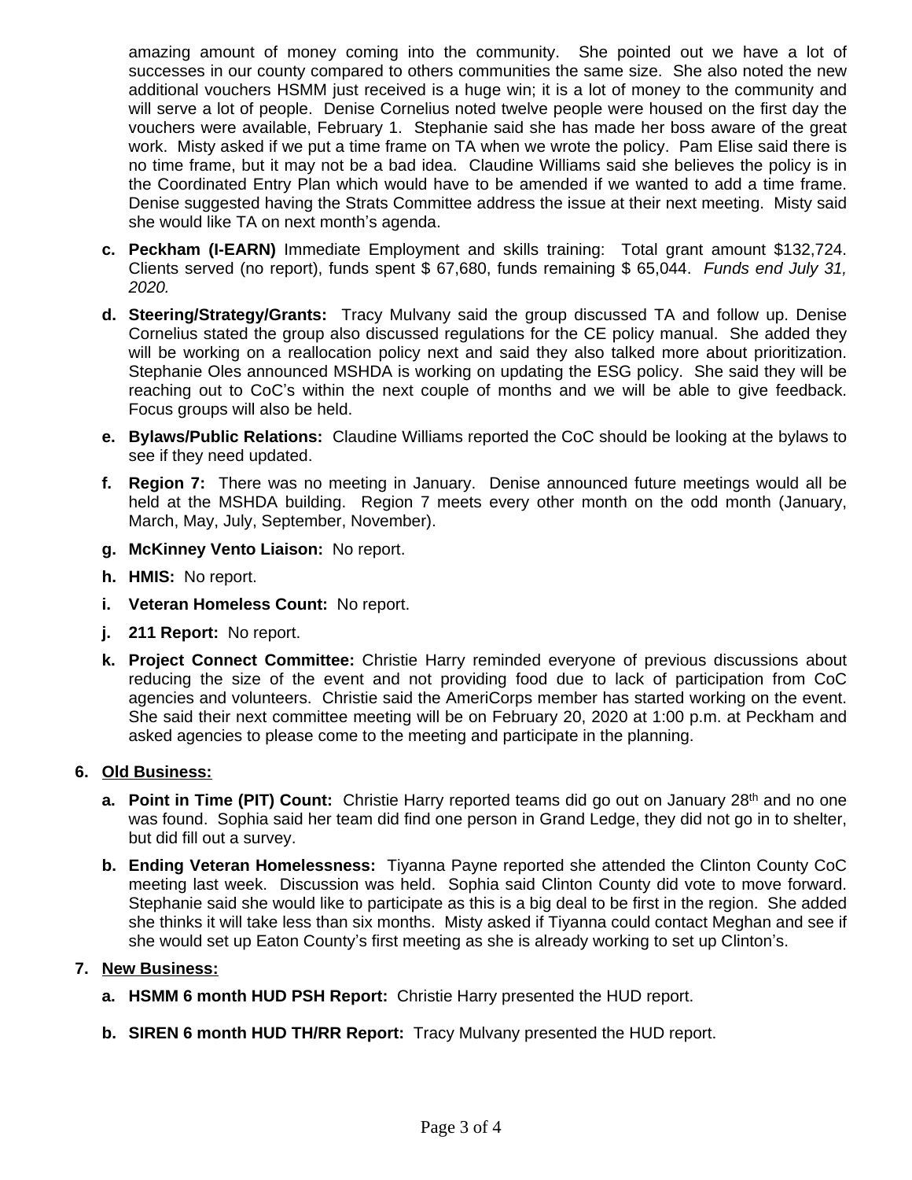amazing amount of money coming into the community. She pointed out we have a lot of successes in our county compared to others communities the same size. She also noted the new additional vouchers HSMM just received is a huge win; it is a lot of money to the community and will serve a lot of people. Denise Cornelius noted twelve people were housed on the first day the vouchers were available, February 1. Stephanie said she has made her boss aware of the great work. Misty asked if we put a time frame on TA when we wrote the policy. Pam Elise said there is no time frame, but it may not be a bad idea. Claudine Williams said she believes the policy is in the Coordinated Entry Plan which would have to be amended if we wanted to add a time frame. Denise suggested having the Strats Committee address the issue at their next meeting. Misty said she would like TA on next month's agenda.

c. **Peckham (I-EARN)** Immediate Employment and skills training: Total grant amount $132,724. Clients served (no report), funds spent $ 67,680, funds remaining $ 65,044. *Funds end July 31, 2020.*

d. **Steering/Strategy/Grants:** Tracy Mulvany said the group discussed TA and follow up. Denise Cornelius stated the group also discussed regulations for the CE policy manual. She added they will be working on a reallocation policy next and said they also talked more about prioritization. Stephanie Oles announced MSHDA is working on updating the ESG policy. She said they will be reaching out to CoC's within the next couple of months and we will be able to give feedback. Focus groups will also be held.

e. **Bylaws/Public Relations:** Claudine Williams reported the CoC should be looking at the bylaws to see if they need updated.

f. **Region 7:** There was no meeting in January. Denise announced future meetings would all be held at the MSHDA building. Region 7 meets every other month on the odd month (January, March, May, July, September, November).

g. **McKinney Vento Liaison:** No report.

h. **HMIS:** No report.

i. **Veteran Homeless Count:** No report.

j. **211 Report:** No report.

k. **Project Connect Committee:** Christie Harry reminded everyone of previous discussions about reducing the size of the event and not providing food due to lack of participation from CoC agencies and volunteers. Christie said the AmeriCorps member has started working on the event. She said their next committee meeting will be on February 20, 2020 at 1:00 p.m. at Peckham and asked agencies to please come to the meeting and participate in the planning.

6. **Old Business:**

   a. **Point in Time (PIT) Count:** Christie Harry reported teams did go out on January 28th and no one was found. Sophia said her team did find one person in Grand Ledge, they did not go in to shelter, but did fill out a survey.

   b. **Ending Veteran Homelessness:** Tiyanna Payne reported she attended the Clinton County CoC meeting last week. Discussion was held. Sophia said Clinton County did vote to move forward. Stephanie said she would like to participate as this is a big deal to be first in the region. She added she thinks it will take less than six months. Misty asked if Tiyanna could contact Meghan and see if she would set up Eaton County's first meeting as she is already working to set up Clinton's.

7. **New Business:**

   a. **HSMM 6 month HUD PSH Report:** Christie Harry presented the HUD report.

   b. **SIREN 6 month HUD TH/RR Report:** Tracy Mulvany presented the HUD report.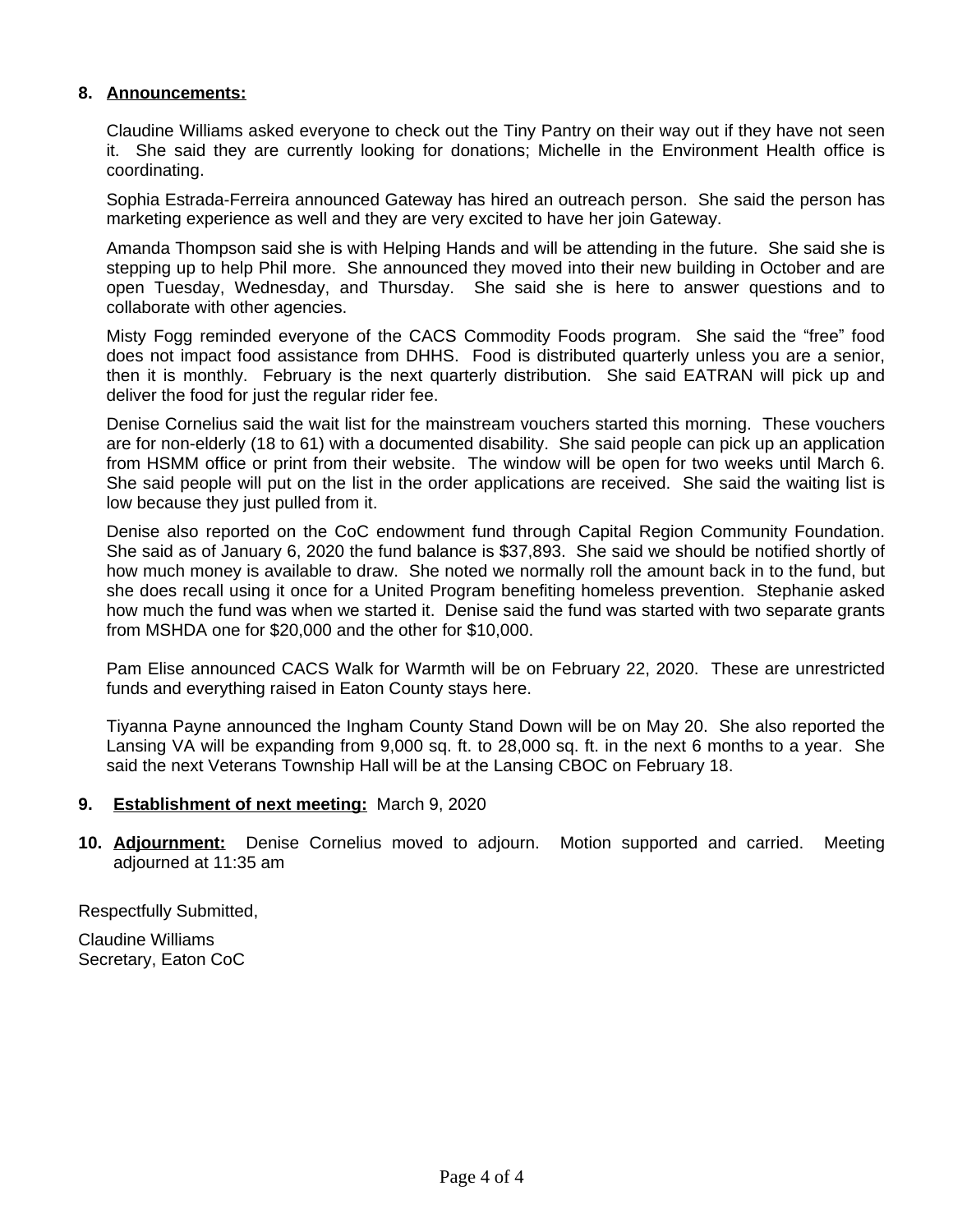**8. Announcements:**

Claudine Williams asked everyone to check out the Tiny Pantry on their way out if they have not seen it. She said they are currently looking for donations; Michelle in the Environment Health office is coordinating.

Sophia Estrada-Ferreira announced Gateway has hired an outreach person. She said the person has marketing experience as well and they are very excited to have her join Gateway.

Amanda Thompson said she is with Helping Hands and will be attending in the future. She said she is stepping up to help Phil more. She announced they moved into their new building in October and are open Tuesday, Wednesday, and Thursday. She said she is here to answer questions and to collaborate with other agencies.

Misty Fogg reminded everyone of the CACS Commodity Foods program. She said the "free" food does not impact food assistance from DHHS. Food is distributed quarterly unless you are a senior, then it is monthly. February is the next quarterly distribution. She said EATRAN will pick up and deliver the food for just the regular rider fee.

Denise Cornelius said the wait list for the mainstream vouchers started this morning. These vouchers are for non-elderly (18 to 61) with a documented disability. She said people can pick up an application from HSMM office or print from their website. The window will be open for two weeks until March 6. She said people will put on the list in the order applications are received. She said the waiting list is low because they just pulled from it.

Denise also reported on the CoC endowment fund through Capital Region Community Foundation. She said as of January 6, 2020 the fund balance is $37,893. She said we should be notified shortly of how much money is available to draw. She noted we normally roll the amount back in to the fund, but she does recall using it once for a United Program benefiting homeless prevention. Stephanie asked how much the fund was when we started it. Denise said the fund was started with two separate grants from MSHDA one for $20,000 and the other for $10,000.

Pam Elise announced CACS Walk for Warmth will be on February 22, 2020. These are unrestricted funds and everything raised in Eaton County stays here.

Tiyanna Payne announced the Ingham County Stand Down will be on May 20. She also reported the Lansing VA will be expanding from 9,000 sq. ft. to 28,000 sq. ft. in the next 6 months to a year. She said the next Veterans Township Hall will be at the Lansing CBOC on February 18.

**9. Establishment of next meeting:** March 9, 2020

**10. Adjournment:** Denise Cornelius moved to adjourn. Motion supported and carried. Meeting adjourned at 11:35 am

Respectfully Submitted,

Claudine Williams
Secretary, Eaton CoC